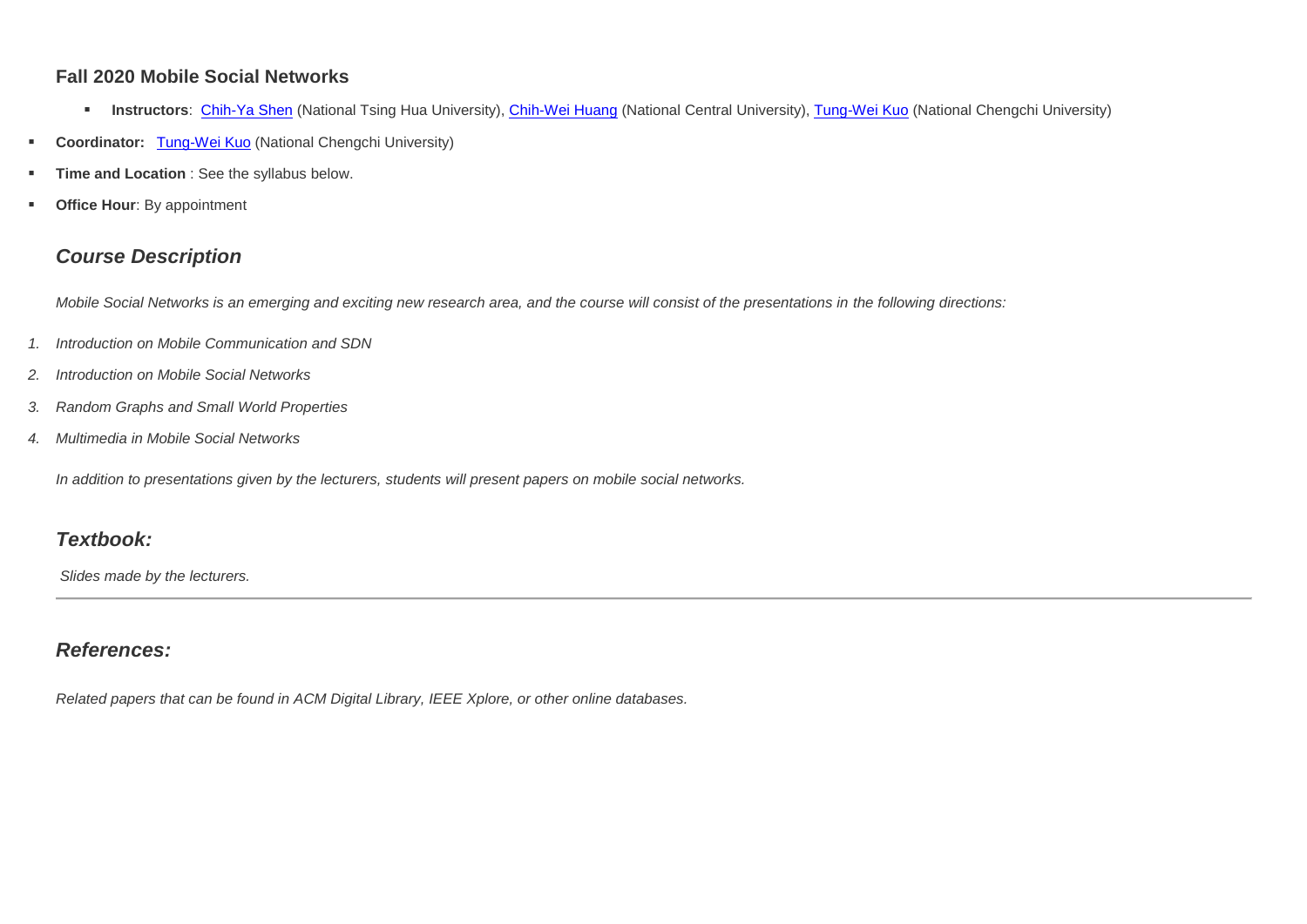### Fall 2020 Mobile Social Networks

- **Instructors**: Chih-Ya Shen (National Tsing Hua University), Chih-Wei Huang (National Central University), Tung-Wei Kuo (National Chengchi University)
- **Coordinator:** Tung-Wei Kuo (National Chengchi University)
- **Time and Location** : See the syllabus below.
- **Office Hour**: By appointment

## *Course Description*

*Mobile Social Networks is an emerging and exciting new research area, and the course will consist of the presentations in the following directions:*

1. *Introduction on Mobile Communication and SDN*
2. *Introduction on Mobile Social Networks*
3. *Random Graphs and Small World Properties*
4. *Multimedia in Mobile Social Networks*

*In addition to presentations given by the lecturers, students will present papers on mobile social networks.*

## *Textbook:*

*Slides made by the lecturers.*

---

## *References:*

*Related papers that can be found in ACM Digital Library, IEEE Xplore, or other online databases.*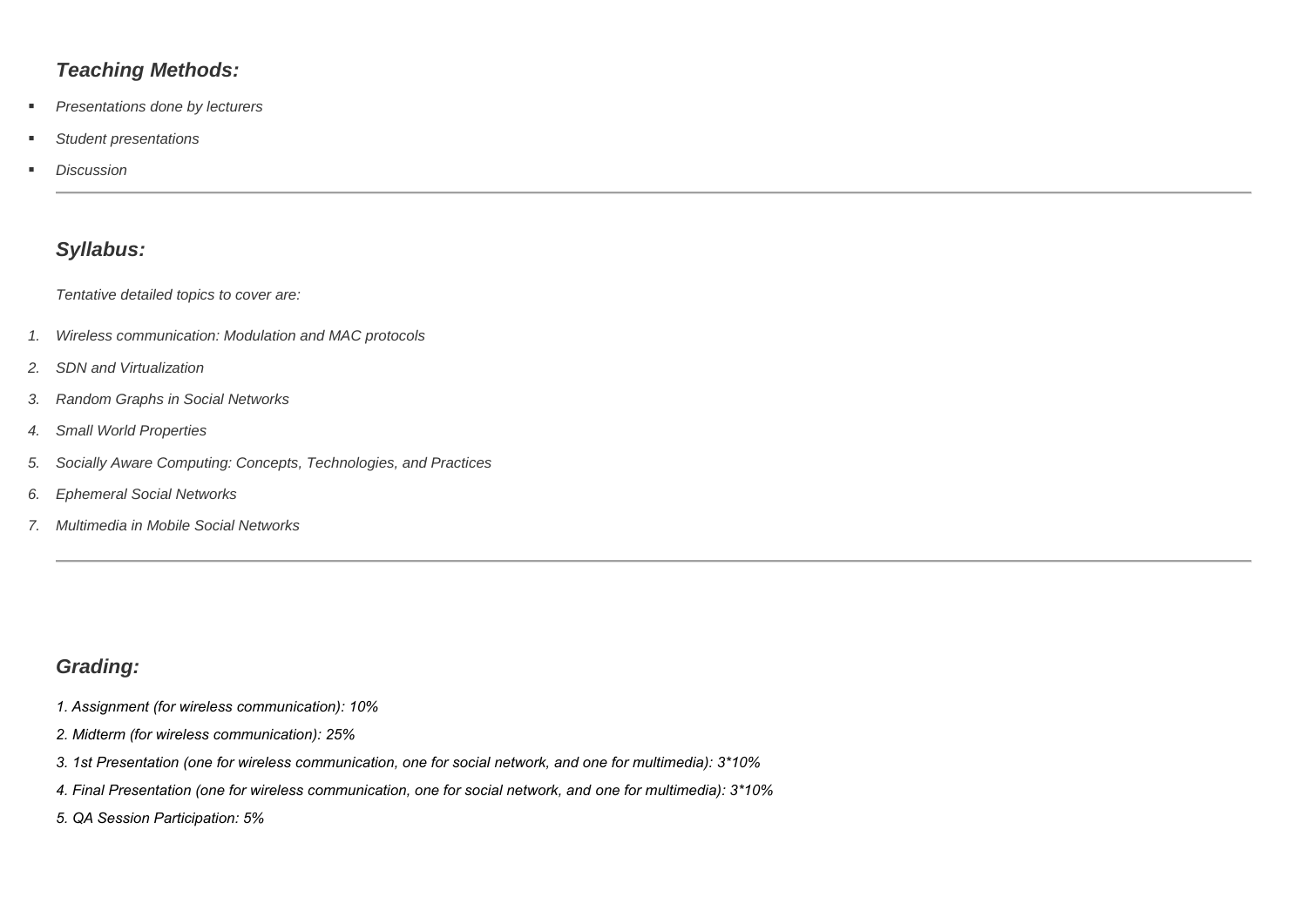### *Teaching Methods:*

- *Presentations done by lecturers*
- *Student presentations*
- *Discussion*

---

### *Syllabus:*

*Tentative detailed topics to cover are:*

1. *Wireless communication: Modulation and MAC protocols*
2. *SDN and Virtualization*
3. *Random Graphs in Social Networks*
4. *Small World Properties*
5. *Socially Aware Computing: Concepts, Technologies, and Practices*
6. *Ephemeral Social Networks*
7. *Multimedia in Mobile Social Networks*

---

### *Grading:*

*1. Assignment (for wireless communication): 10%*

*2. Midterm (for wireless communication): 25%*

*3. 1st Presentation (one for wireless communication, one for social network, and one for multimedia): 3*10%*

*4. Final Presentation (one for wireless communication, one for social network, and one for multimedia): 3*10%*

*5. QA Session Participation: 5%*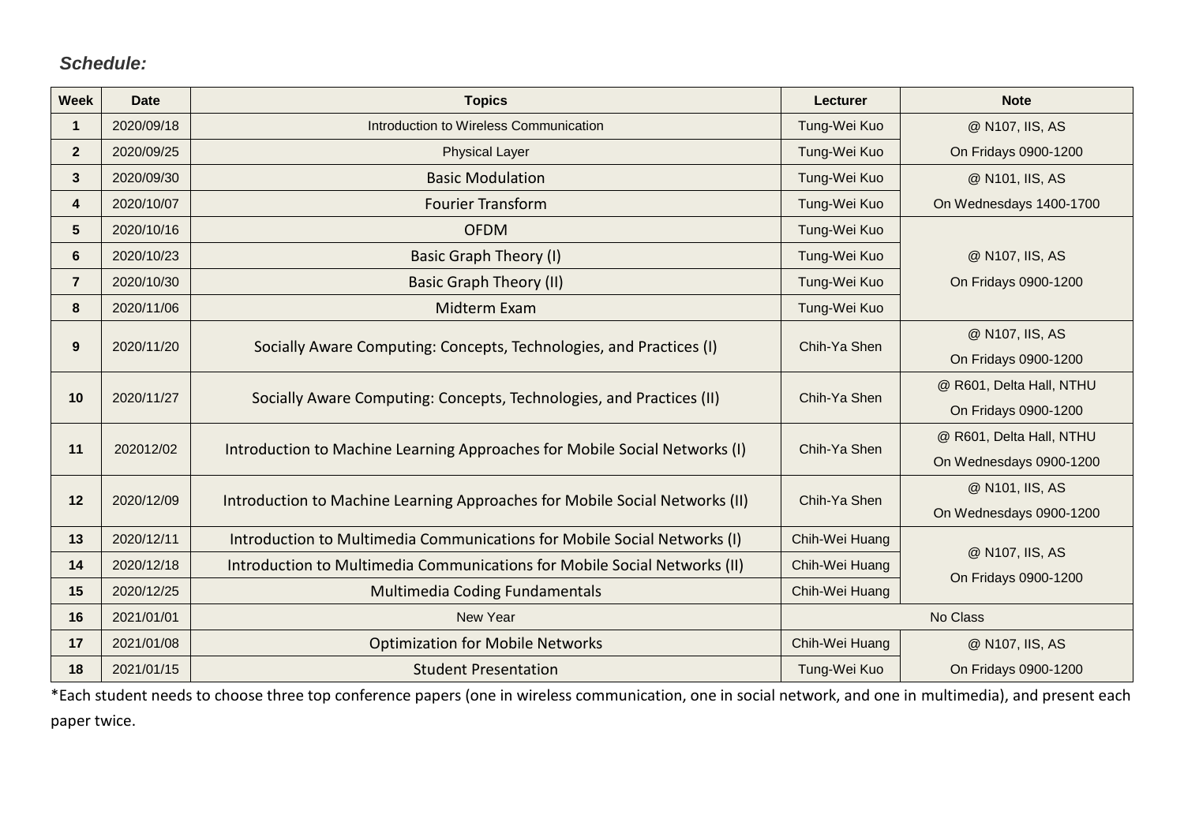***Schedule:***

| Week | Date | Topics | Lecturer | Note |
|---|---|---|---|---|
| **1** | 2020/09/18 | Introduction to Wireless Communication | Tung-Wei Kuo | @ N107, IIS, AS |
| **2** | 2020/09/25 | Physical Layer | Tung-Wei Kuo | On Fridays 0900-1200 |
| **3** | 2020/09/30 | Basic Modulation | Tung-Wei Kuo | @ N101, IIS, AS |
| **4** | 2020/10/07 | Fourier Transform | Tung-Wei Kuo | On Wednesdays 1400-1700 |
| **5** | 2020/10/16 | OFDM | Tung-Wei Kuo | @ N107, IIS, AS On Fridays 0900-1200 |
| **6** | 2020/10/23 | Basic Graph Theory (I) | Tung-Wei Kuo | |
| **7** | 2020/10/30 | Basic Graph Theory (II) | Tung-Wei Kuo | |
| **8** | 2020/11/06 | Midterm Exam | Tung-Wei Kuo | |
| **9** | 2020/11/20 | Socially Aware Computing: Concepts, Technologies, and Practices (I) | Chih-Ya Shen | @ N107, IIS, AS On Fridays 0900-1200 |
| **10** | 2020/11/27 | Socially Aware Computing: Concepts, Technologies, and Practices (II) | Chih-Ya Shen | @ R601, Delta Hall, NTHU On Fridays 0900-1200 |
| **11** | 202012/02 | Introduction to Machine Learning Approaches for Mobile Social Networks (I) | Chih-Ya Shen | @ R601, Delta Hall, NTHU On Wednesdays 0900-1200 |
| **12** | 2020/12/09 | Introduction to Machine Learning Approaches for Mobile Social Networks (II) | Chih-Ya Shen | @ N101, IIS, AS On Wednesdays 0900-1200 |
| **13** | 2020/12/11 | Introduction to Multimedia Communications for Mobile Social Networks (I) | Chih-Wei Huang | @ N107, IIS, AS On Fridays 0900-1200 |
| **14** | 2020/12/18 | Introduction to Multimedia Communications for Mobile Social Networks (II) | Chih-Wei Huang | |
| **15** | 2020/12/25 | Multimedia Coding Fundamentals | Chih-Wei Huang | |
| **16** | 2021/01/01 | New Year | No Class | |
| **17** | 2021/01/08 | Optimization for Mobile Networks | Chih-Wei Huang | @ N107, IIS, AS |
| **18** | 2021/01/15 | Student Presentation | Tung-Wei Kuo | On Fridays 0900-1200 |

*Each student needs to choose three top conference papers (one in wireless communication, one in social network, and one in multimedia), and present each paper twice.